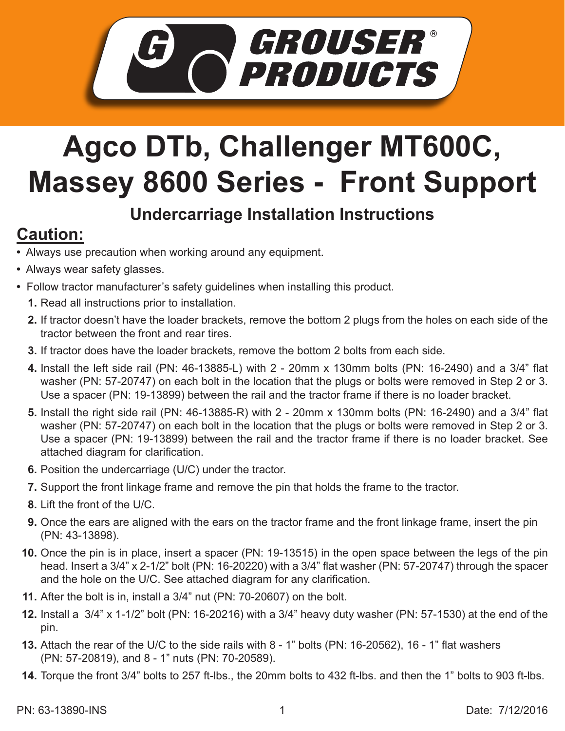# GROUSER® PRODUCTS

# Agco DTb, Challenger MT600C, Massey 8600 Series - Front Support

## Undercarriage Installation Instructions

## Caution:

- Always use precaution when working around any equipment.
- Always wear safety glasses.
- Follow tractor manufacturer's safety guidelines when installing this product.

1. Read all instructions prior to installation.
2. If tractor doesn't have the loader brackets, remove the bottom 2 plugs from the holes on each side of the tractor between the front and rear tires.
3. If tractor does have the loader brackets, remove the bottom 2 bolts from each side.
4. Install the left side rail (PN: 46-13885-L) with 2 - 20mm x 130mm bolts (PN: 16-2490) and a 3/4" flat washer (PN: 57-20747) on each bolt in the location that the plugs or bolts were removed in Step 2 or 3. Use a spacer (PN: 19-13899) between the rail and the tractor frame if there is no loader bracket.
5. Install the right side rail (PN: 46-13885-R) with 2 - 20mm x 130mm bolts (PN: 16-2490) and a 3/4" flat washer (PN: 57-20747) on each bolt in the location that the plugs or bolts were removed in Step 2 or 3. Use a spacer (PN: 19-13899) between the rail and the tractor frame if there is no loader bracket. See attached diagram for clarification.
6. Position the undercarriage (U/C) under the tractor.
7. Support the front linkage frame and remove the pin that holds the frame to the tractor.
8. Lift the front of the U/C.
9. Once the ears are aligned with the ears on the tractor frame and the front linkage frame, insert the pin (PN: 43-13898).
10. Once the pin is in place, insert a spacer (PN: 19-13515) in the open space between the legs of the pin head. Insert a 3/4" x 2-1/2" bolt (PN: 16-20220) with a 3/4" flat washer (PN: 57-20747) through the spacer and the hole on the U/C. See attached diagram for any clarification.
11. After the bolt is in, install a 3/4" nut (PN: 70-20607) on the bolt.
12. Install a 3/4" x 1-1/2" bolt (PN: 16-20216) with a 3/4" heavy duty washer (PN: 57-1530) at the end of the pin.
13. Attach the rear of the U/C to the side rails with 8 - 1" bolts (PN: 16-20562), 16 - 1" flat washers (PN: 57-20819), and 8 - 1" nuts (PN: 70-20589).
14. Torque the front 3/4" bolts to 257 ft-lbs., the 20mm bolts to 432 ft-lbs. and then the 1" bolts to 903 ft-lbs.

PN: 63-13890-INS

Date: 7/12/2016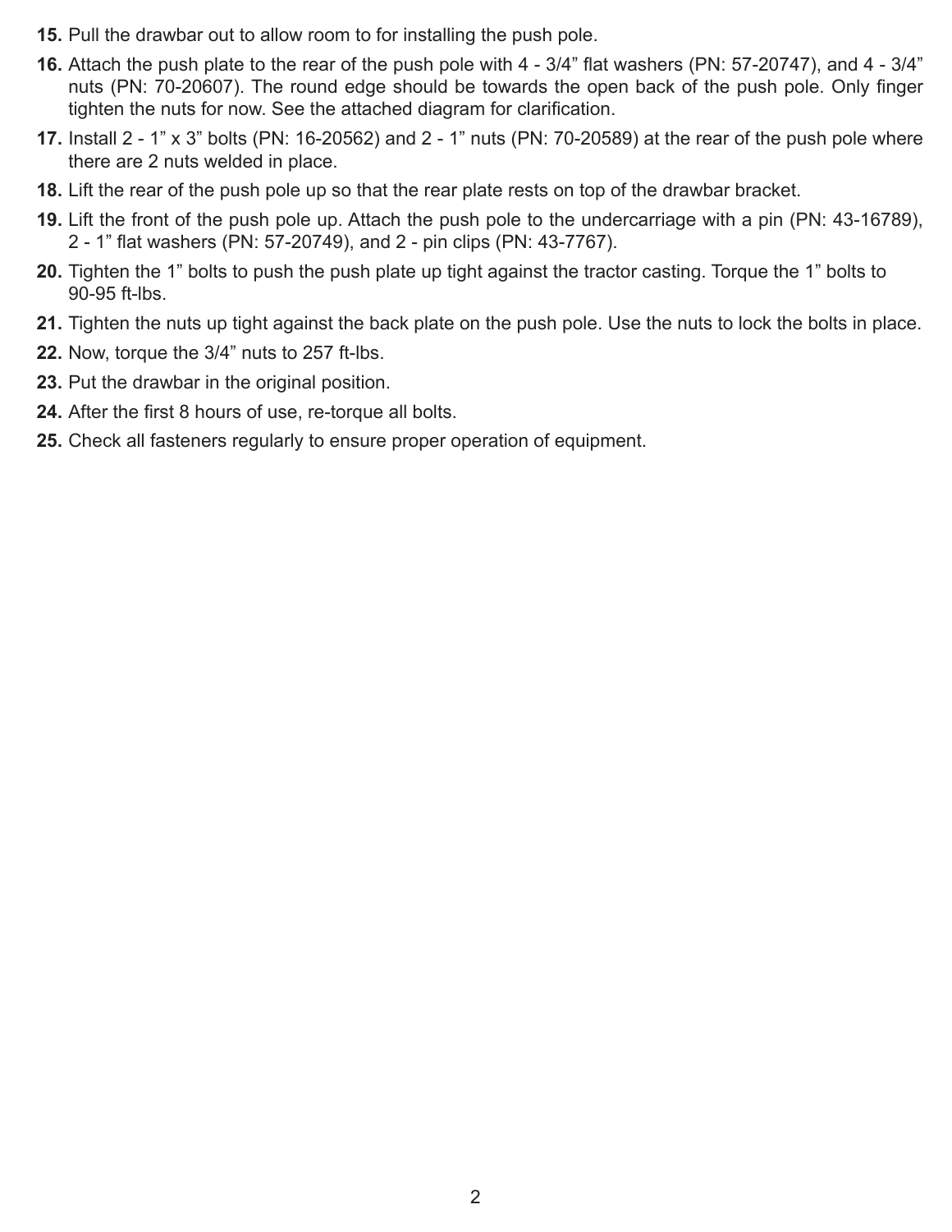15. Pull the drawbar out to allow room to for installing the push pole.
16. Attach the push plate to the rear of the push pole with 4 - 3/4” flat washers (PN: 57-20747), and 4 - 3/4” nuts (PN: 70-20607). The round edge should be towards the open back of the push pole. Only finger tighten the nuts for now. See the attached diagram for clarification.
17. Install 2 - 1” x 3” bolts (PN: 16-20562) and 2 - 1” nuts (PN: 70-20589) at the rear of the push pole where there are 2 nuts welded in place.
18. Lift the rear of the push pole up so that the rear plate rests on top of the drawbar bracket.
19. Lift the front of the push pole up. Attach the push pole to the undercarriage with a pin (PN: 43-16789), 2 - 1” flat washers (PN: 57-20749), and 2 - pin clips (PN: 43-7767).
20. Tighten the 1” bolts to push the push plate up tight against the tractor casting. Torque the 1” bolts to 90-95 ft-lbs.
21. Tighten the nuts up tight against the back plate on the push pole. Use the nuts to lock the bolts in place.
22. Now, torque the 3/4” nuts to 257 ft-lbs.
23. Put the drawbar in the original position.
24. After the first 8 hours of use, re-torque all bolts.
25. Check all fasteners regularly to ensure proper operation of equipment.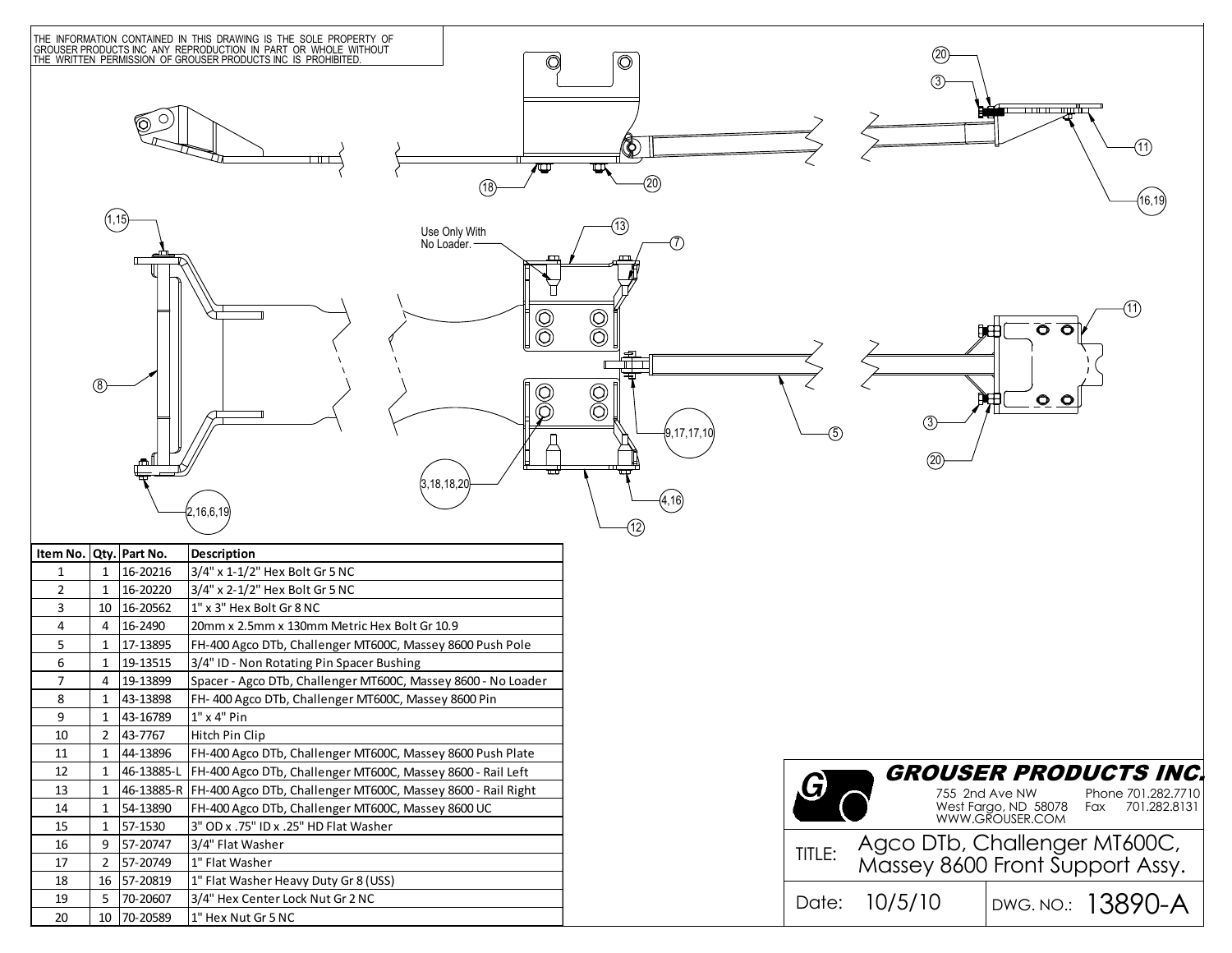THE INFORMATION CONTAINED IN THIS DRAWING IS THE SOLE PROPERTY OF GROUSER PRODUCTS INC ANY REPRODUCTION IN PART OR WHOLE WITHOUT THE WRITTEN PERMISSION OF GROUSER PRODUCTS INC IS PROHIBITED.

Use Only With No Loader.

| Item No. | Qty. | Part No. | Description |
|---|---|---|---|
| 1 | 1 | 16-20216 | 3/4" x 1-1/2" Hex Bolt Gr 5 NC |
| 2 | 1 | 16-20220 | 3/4" x 2-1/2" Hex Bolt Gr 5 NC |
| 3 | 10 | 16-20562 | 1" x 3" Hex Bolt Gr 8 NC |
| 4 | 4 | 16-2490 | 20mm x 2.5mm x 130mm Metric Hex Bolt Gr 10.9 |
| 5 | 1 | 17-13895 | FH-400 Agco DTb, Challenger MT600C, Massey 8600 Push Pole |
| 6 | 1 | 19-13515 | 3/4" ID - Non Rotating Pin Spacer Bushing |
| 7 | 4 | 19-13899 | Spacer - Agco DTb, Challenger MT600C, Massey 8600 - No Loader |
| 8 | 1 | 43-13898 | FH- 400 Agco DTb, Challenger MT600C, Massey 8600 Pin |
| 9 | 1 | 43-16789 | 1" x 4" Pin |
| 10 | 2 | 43-7767 | Hitch Pin Clip |
| 11 | 1 | 44-13896 | FH-400 Agco DTb, Challenger MT600C, Massey 8600 Push Plate |
| 12 | 1 | 46-13885-L | FH-400 Agco DTb, Challenger MT600C, Massey 8600 - Rail Left |
| 13 | 1 | 46-13885-R | FH-400 Agco DTb, Challenger MT600C, Massey 8600 - Rail Right |
| 14 | 1 | 54-13890 | FH-400 Agco DTb, Challenger MT600C, Massey 8600 UC |
| 15 | 1 | 57-1530 | 3" OD x .75" ID x .25" HD Flat Washer |
| 16 | 9 | 57-20747 | 3/4" Flat Washer |
| 17 | 2 | 57-20749 | 1" Flat Washer |
| 18 | 16 | 57-20819 | 1" Flat Washer Heavy Duty Gr 8 (USS) |
| 19 | 5 | 70-20607 | 3/4" Hex Center Lock Nut Gr 2 NC |
| 20 | 10 | 70-20589 | 1" Hex Nut Gr 5 NC |

**GROUSER PRODUCTS INC.**

755 2nd Ave NW
West Fargo, ND 58078
WWW.GROUSER.COM

Phone 701.282.7710
Fax 701.282.8131

TITLE: Agco DTb, Challenger MT600C, Massey 8600 Front Support Assy.

Date: 10/5/10

DWG. NO.: 13890-A